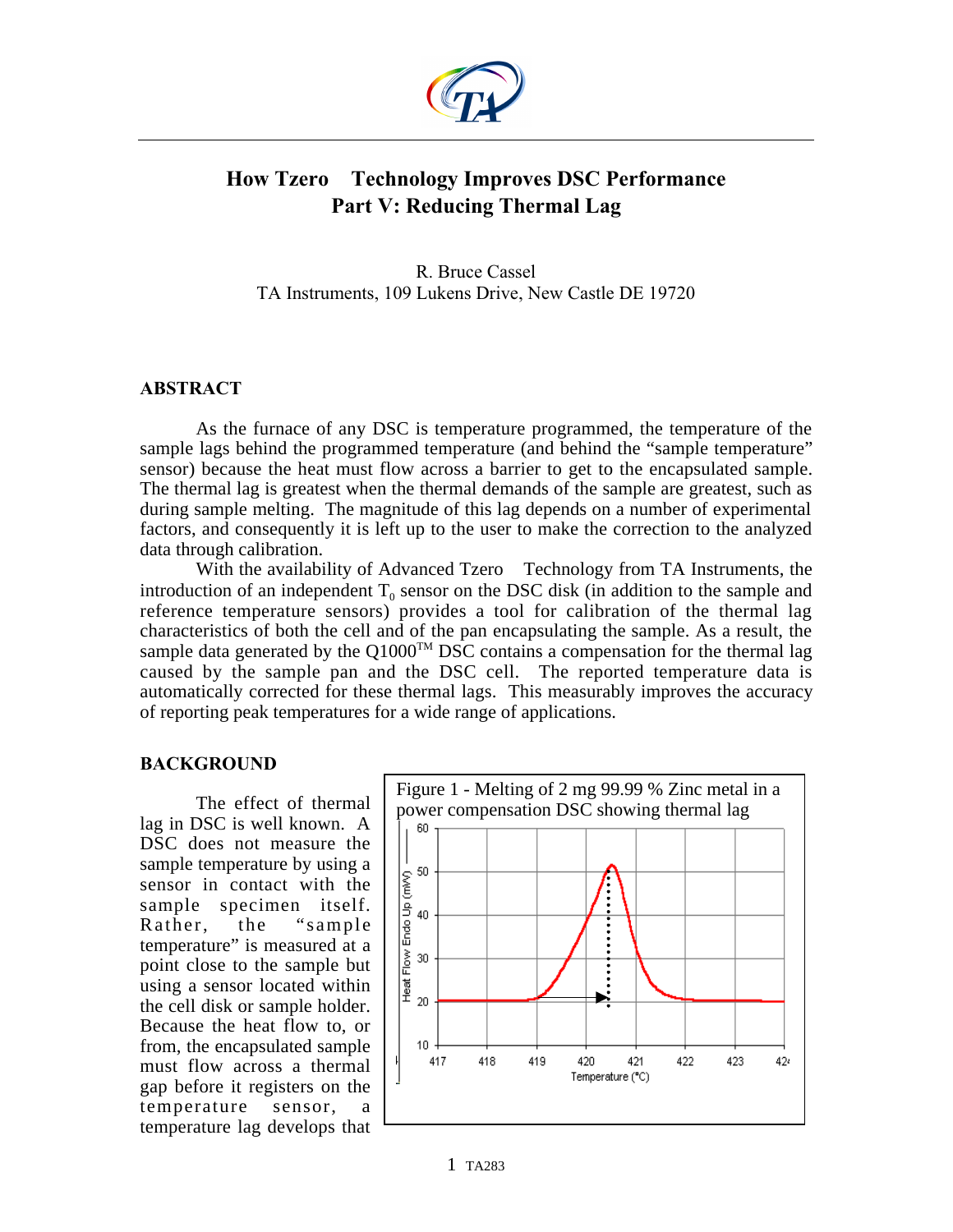# How Tzero Technology Improves DSC Performance Part V: Reducing Thermal Lag

R. Bruce Cassel
TA Instruments, 109 Lukens Drive, New Castle DE 19720

## ABSTRACT

As the furnace of any DSC is temperature programmed, the temperature of the sample lags behind the programmed temperature (and behind the "sample temperature" sensor) because the heat must flow across a barrier to get to the encapsulated sample. The thermal lag is greatest when the thermal demands of the sample are greatest, such as during sample melting. The magnitude of this lag depends on a number of experimental factors, and consequently it is left up to the user to make the correction to the analyzed data through calibration.

With the availability of Advanced Tzero Technology from TA Instruments, the introduction of an independent $T_0$ sensor on the DSC disk (in addition to the sample and reference temperature sensors) provides a tool for calibration of the thermal lag characteristics of both the cell and of the pan encapsulating the sample. As a result, the sample data generated by the Q1000™ DSC contains a compensation for the thermal lag caused by the sample pan and the DSC cell. The reported temperature data is automatically corrected for these thermal lags. This measurably improves the accuracy of reporting peak temperatures for a wide range of applications.

## BACKGROUND

The effect of thermal lag in DSC is well known. A DSC does not measure the sample temperature by using a sensor in contact with the sample specimen itself. Rather, the "sample temperature" is measured at a point close to the sample but using a sensor located within the cell disk or sample holder. Because the heat flow to, or from, the encapsulated sample must flow across a thermal gap before it registers on the temperature sensor, a temperature lag develops that

Figure 1 - Melting of 2 mg 99.99 % Zinc metal in a power compensation DSC showing thermal lag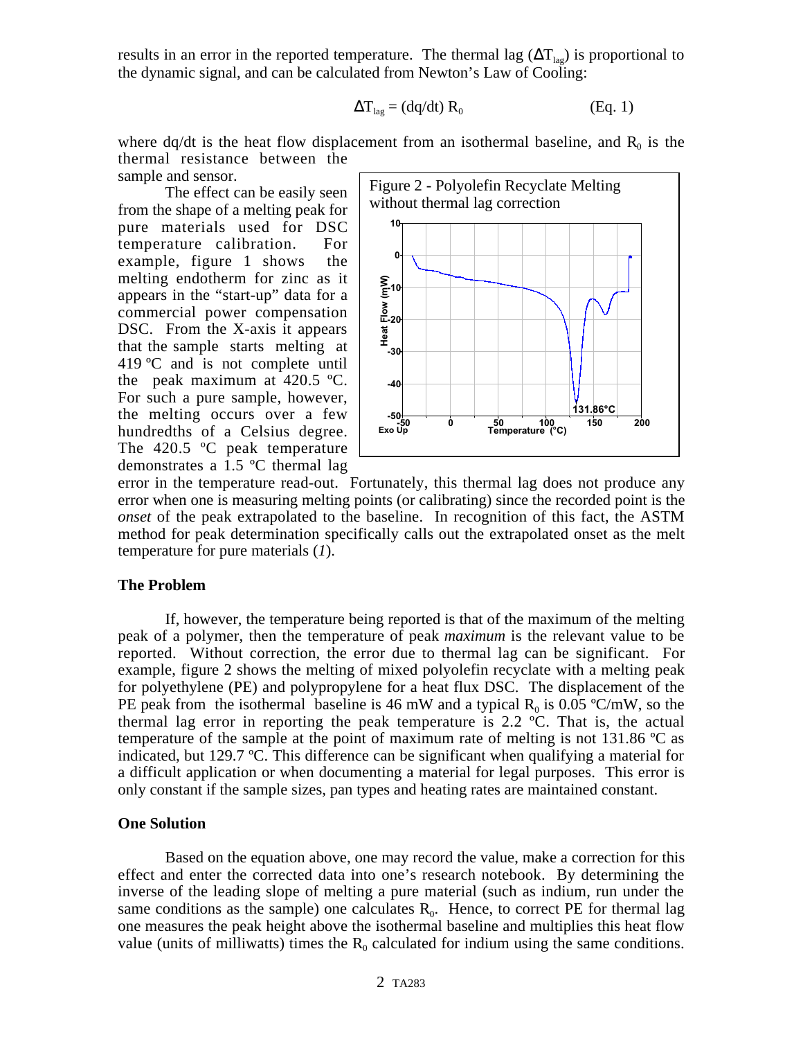results in an error in the reported temperature. The thermal lag ($\Delta T_{lag}$) is proportional to the dynamic signal, and can be calculated from Newton's Law of Cooling:

$$\Delta T_{lag} = (dq/dt)\ R_0 \qquad \text{(Eq. 1)}$$

where dq/dt is the heat flow displacement from an isothermal baseline, and $R_0$ is the thermal resistance between the sample and sensor.

The effect can be easily seen from the shape of a melting peak for pure materials used for DSC temperature calibration. For example, figure 1 shows the melting endotherm for zinc as it appears in the "start-up" data for a commercial power compensation DSC. From the X-axis it appears that the sample starts melting at 419 ºC and is not complete until the peak maximum at 420.5 ºC. For such a pure sample, however, the melting occurs over a few hundredths of a Celsius degree. The 420.5 ºC peak temperature demonstrates a 1.5 ºC thermal lag error in the temperature read-out. Fortunately, this thermal lag does not produce any error when one is measuring melting points (or calibrating) since the recorded point is the *onset* of the peak extrapolated to the baseline. In recognition of this fact, the ASTM method for peak determination specifically calls out the extrapolated onset as the melt temperature for pure materials (*1*).

Figure 2 - Polyolefin Recyclate Melting without thermal lag correction

## The Problem

If, however, the temperature being reported is that of the maximum of the melting peak of a polymer, then the temperature of peak *maximum* is the relevant value to be reported. Without correction, the error due to thermal lag can be significant. For example, figure 2 shows the melting of mixed polyolefin recyclate with a melting peak for polyethylene (PE) and polypropylene for a heat flux DSC. The displacement of the PE peak from the isothermal baseline is 46 mW and a typical $R_0$ is 0.05 ºC/mW, so the thermal lag error in reporting the peak temperature is 2.2 ºC. That is, the actual temperature of the sample at the point of maximum rate of melting is not 131.86 ºC as indicated, but 129.7 ºC. This difference can be significant when qualifying a material for a difficult application or when documenting a material for legal purposes. This error is only constant if the sample sizes, pan types and heating rates are maintained constant.

## One Solution

Based on the equation above, one may record the value, make a correction for this effect and enter the corrected data into one's research notebook. By determining the inverse of the leading slope of melting a pure material (such as indium, run under the same conditions as the sample) one calculates $R_0$. Hence, to correct PE for thermal lag one measures the peak height above the isothermal baseline and multiplies this heat flow value (units of milliwatts) times the $R_0$ calculated for indium using the same conditions.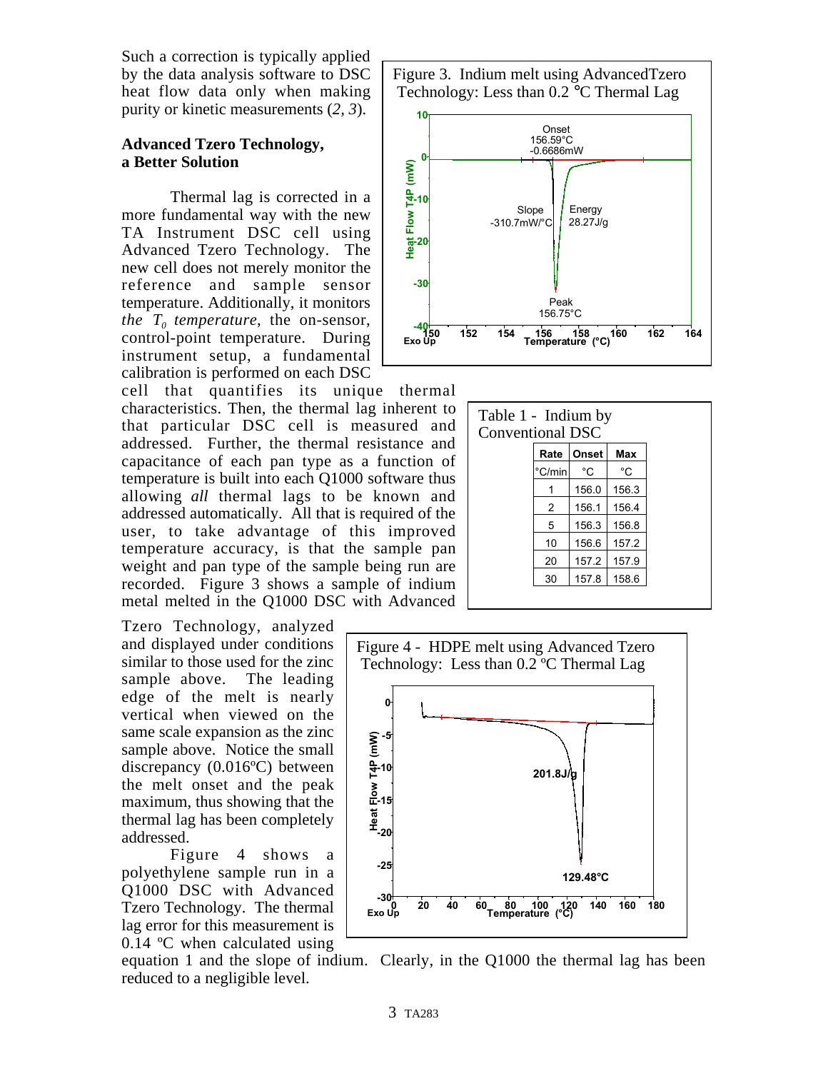Such a correction is typically applied by the data analysis software to DSC heat flow data only when making purity or kinetic measurements (*2, 3*).

**Advanced Tzero Technology, a Better Solution**

Thermal lag is corrected in a more fundamental way with the new TA Instrument DSC cell using Advanced Tzero Technology. The new cell does not merely monitor the reference and sample sensor temperature. Additionally, it monitors *the $T_0$ temperature*, the on-sensor, control-point temperature. During instrument setup, a fundamental calibration is performed on each DSC cell that quantifies its unique thermal characteristics. Then, the thermal lag inherent to that particular DSC cell is measured and addressed. Further, the thermal resistance and capacitance of each pan type as a function of temperature is built into each Q1000 software thus allowing *all* thermal lags to be known and addressed automatically. All that is required of the user, to take advantage of this improved temperature accuracy, is that the sample pan weight and pan type of the sample being run are recorded. Figure 3 shows a sample of indium metal melted in the Q1000 DSC with Advanced Tzero Technology, analyzed and displayed under conditions similar to those used for the zinc sample above. The leading edge of the melt is nearly vertical when viewed on the same scale expansion as the zinc sample above. Notice the small discrepancy (0.016ºC) between the melt onset and the peak maximum, thus showing that the thermal lag has been completely addressed.

Figure 4 shows a polyethylene sample run in a Q1000 DSC with Advanced Tzero Technology. The thermal lag error for this measurement is 0.14 ºC when calculated using equation 1 and the slope of indium. Clearly, in the Q1000 the thermal lag has been reduced to a negligible level.

Figure 3. Indium melt using AdvancedTzero Technology: Less than 0.2 °C Thermal Lag

Table 1 - Indium by Conventional DSC

| Rate | Onset | Max |
|---|---|---|
| °C/min | °C | °C |
| 1 | 156.0 | 156.3 |
| 2 | 156.1 | 156.4 |
| 5 | 156.3 | 156.8 |
| 10 | 156.6 | 157.2 |
| 20 | 157.2 | 157.9 |
| 30 | 157.8 | 158.6 |

Figure 4 - HDPE melt using Advanced Tzero Technology: Less than 0.2 ºC Thermal Lag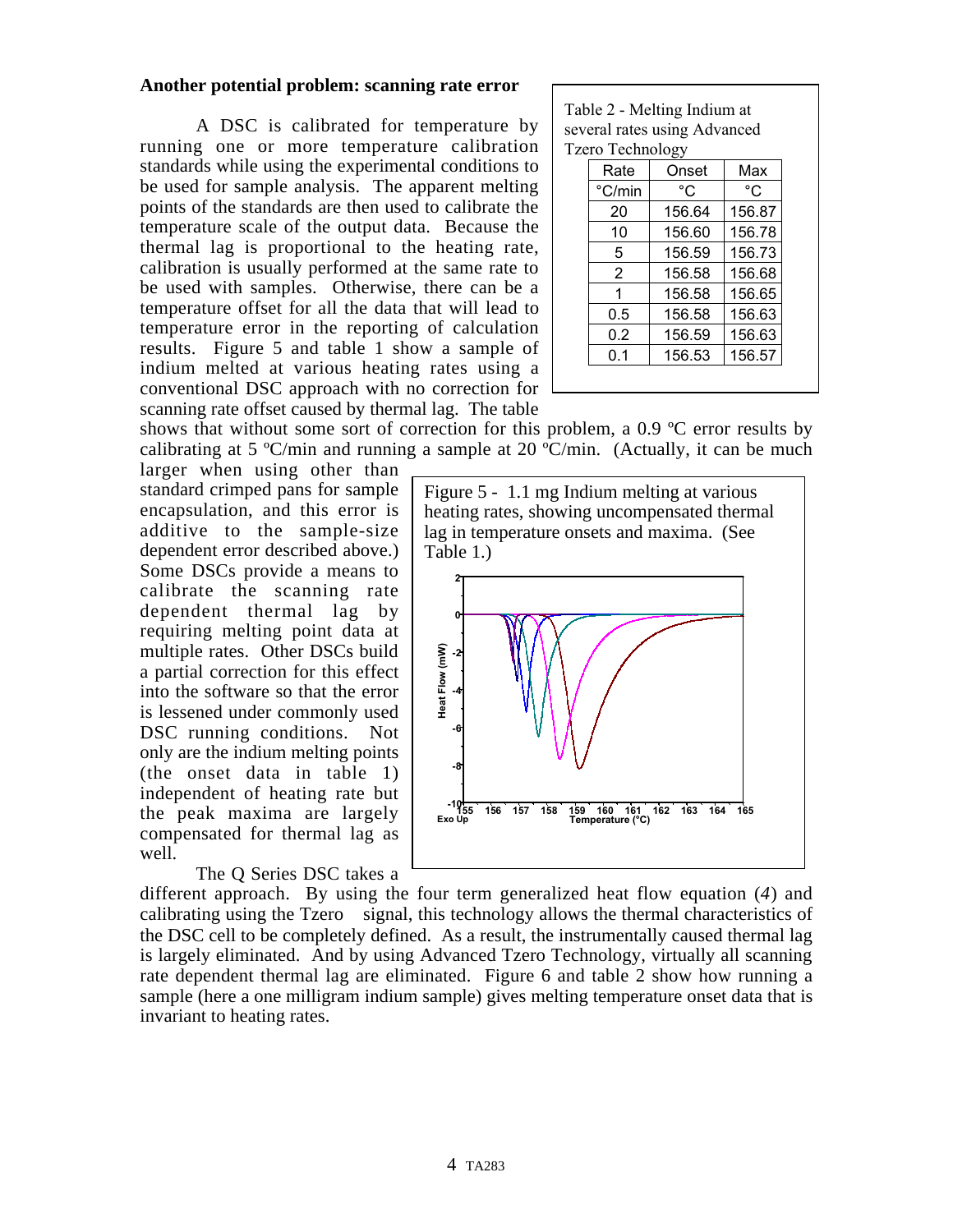### Another potential problem: scanning rate error

A DSC is calibrated for temperature by running one or more temperature calibration standards while using the experimental conditions to be used for sample analysis. The apparent melting points of the standards are then used to calibrate the temperature scale of the output data. Because the thermal lag is proportional to the heating rate, calibration is usually performed at the same rate to be used with samples. Otherwise, there can be a temperature offset for all the data that will lead to temperature error in the reporting of calculation results. Figure 5 and table 1 show a sample of indium melted at various heating rates using a conventional DSC approach with no correction for scanning rate offset caused by thermal lag. The table shows that without some sort of correction for this problem, a 0.9 ºC error results by calibrating at 5 ºC/min and running a sample at 20 ºC/min. (Actually, it can be much larger when using other than standard crimped pans for sample encapsulation, and this error is additive to the sample-size dependent error described above.) Some DSCs provide a means to calibrate the scanning rate dependent thermal lag by requiring melting point data at multiple rates. Other DSCs build a partial correction for this effect into the software so that the error is lessened under commonly used DSC running conditions. Not only are the indium melting points (the onset data in table 1) independent of heating rate but the peak maxima are largely compensated for thermal lag as well.

Table 2 - Melting Indium at several rates using Advanced Tzero Technology

| Rate | Onset | Max |
|---|---|---|
| °C/min | °C | °C |
| 20 | 156.64 | 156.87 |
| 10 | 156.60 | 156.78 |
| 5 | 156.59 | 156.73 |
| 2 | 156.58 | 156.68 |
| 1 | 156.58 | 156.65 |
| 0.5 | 156.58 | 156.63 |
| 0.2 | 156.59 | 156.63 |
| 0.1 | 156.53 | 156.57 |

Figure 5 - 1.1 mg Indium melting at various heating rates, showing uncompensated thermal lag in temperature onsets and maxima. (See Table 1.)

The Q Series DSC takes a different approach. By using the four term generalized heat flow equation (*4*) and calibrating using the Tzero signal, this technology allows the thermal characteristics of the DSC cell to be completely defined. As a result, the instrumentally caused thermal lag is largely eliminated. And by using Advanced Tzero Technology, virtually all scanning rate dependent thermal lag are eliminated. Figure 6 and table 2 show how running a sample (here a one milligram indium sample) gives melting temperature onset data that is invariant to heating rates.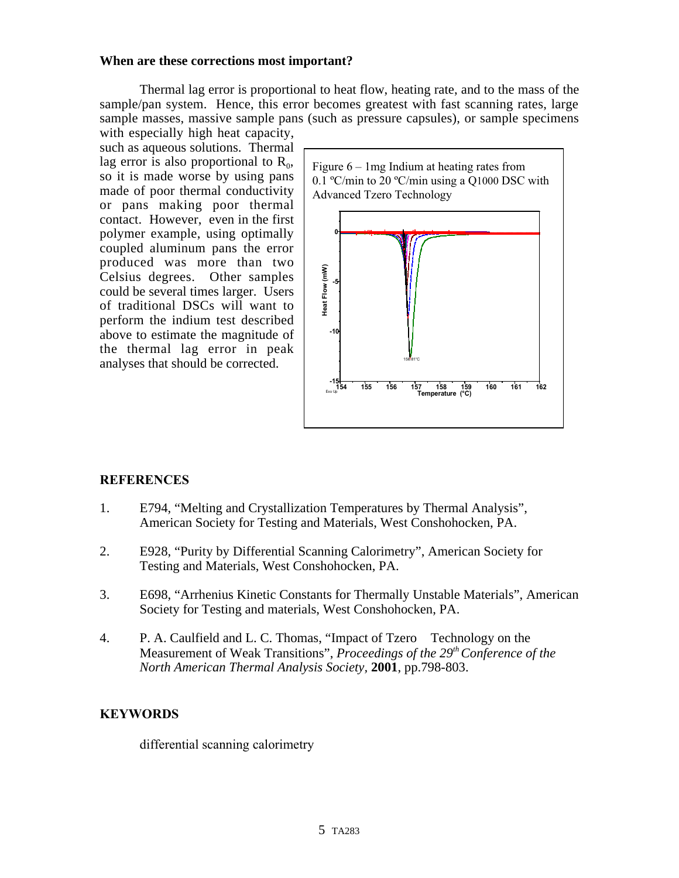### When are these corrections most important?

Thermal lag error is proportional to heat flow, heating rate, and to the mass of the sample/pan system. Hence, this error becomes greatest with fast scanning rates, large sample masses, massive sample pans (such as pressure capsules), or sample specimens with especially high heat capacity, such as aqueous solutions. Thermal lag error is also proportional to $R_0$, so it is made worse by using pans made of poor thermal conductivity or pans making poor thermal contact. However, even in the first polymer example, using optimally coupled aluminum pans the error produced was more than two Celsius degrees. Other samples could be several times larger. Users of traditional DSCs will want to perform the indium test described above to estimate the magnitude of the thermal lag error in peak analyses that should be corrected.

Figure 6 – 1mg Indium at heating rates from 0.1 ºC/min to 20 ºC/min using a Q1000 DSC with Advanced Tzero Technology

Heat Flow (mW)

0
-5
-10
-15

Exo Up

154
155
156
157
158
159
160
161
162

Temperature (°C)

156.81°C

### REFERENCES

1. E794, "Melting and Crystallization Temperatures by Thermal Analysis", American Society for Testing and Materials, West Conshohocken, PA.

2. E928, "Purity by Differential Scanning Calorimetry", American Society for Testing and Materials, West Conshohocken, PA.

3. E698, "Arrhenius Kinetic Constants for Thermally Unstable Materials", American Society for Testing and materials, West Conshohocken, PA.

4. P. A. Caulfield and L. C. Thomas, "Impact of Tzero Technology on the Measurement of Weak Transitions", *Proceedings of the 29th Conference of the North American Thermal Analysis Society*, **2001**, pp.798-803.

### KEYWORDS

differential scanning calorimetry